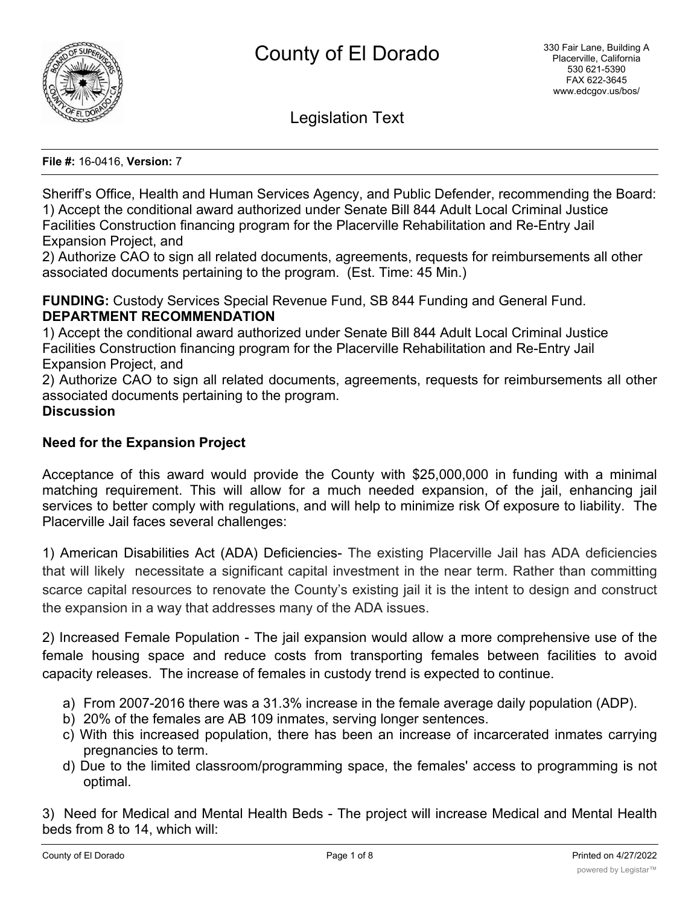# County of El Dorado

330 Fair Lane, Building A
Placerville, California
530 621-5390
FAX 622-3645
www.edcgov.us/bos/

## Legislation Text

**File #:** 16-0416, **Version:** 7

Sheriff's Office, Health and Human Services Agency, and Public Defender, recommending the Board:
1) Accept the conditional award authorized under Senate Bill 844 Adult Local Criminal Justice Facilities Construction financing program for the Placerville Rehabilitation and Re-Entry Jail Expansion Project, and
2) Authorize CAO to sign all related documents, agreements, requests for reimbursements all other associated documents pertaining to the program. (Est. Time: 45 Min.)

**FUNDING:** Custody Services Special Revenue Fund, SB 844 Funding and General Fund.

**DEPARTMENT RECOMMENDATION**

1) Accept the conditional award authorized under Senate Bill 844 Adult Local Criminal Justice Facilities Construction financing program for the Placerville Rehabilitation and Re-Entry Jail Expansion Project, and
2) Authorize CAO to sign all related documents, agreements, requests for reimbursements all other associated documents pertaining to the program.

**Discussion**

**Need for the Expansion Project**

Acceptance of this award would provide the County with $25,000,000 in funding with a minimal matching requirement. This will allow for a much needed expansion, of the jail, enhancing jail services to better comply with regulations, and will help to minimize risk Of exposure to liability. The Placerville Jail faces several challenges:

1) American Disabilities Act (ADA) Deficiencies- The existing Placerville Jail has ADA deficiencies that will likely necessitate a significant capital investment in the near term. Rather than committing scarce capital resources to renovate the County's existing jail it is the intent to design and construct the expansion in a way that addresses many of the ADA issues.

2) Increased Female Population - The jail expansion would allow a more comprehensive use of the female housing space and reduce costs from transporting females between facilities to avoid capacity releases. The increase of females in custody trend is expected to continue.

a) From 2007-2016 there was a 31.3% increase in the female average daily population (ADP).
b) 20% of the females are AB 109 inmates, serving longer sentences.
c) With this increased population, there has been an increase of incarcerated inmates carrying pregnancies to term.
d) Due to the limited classroom/programming space, the females' access to programming is not optimal.

3) Need for Medical and Mental Health Beds - The project will increase Medical and Mental Health beds from 8 to 14, which will: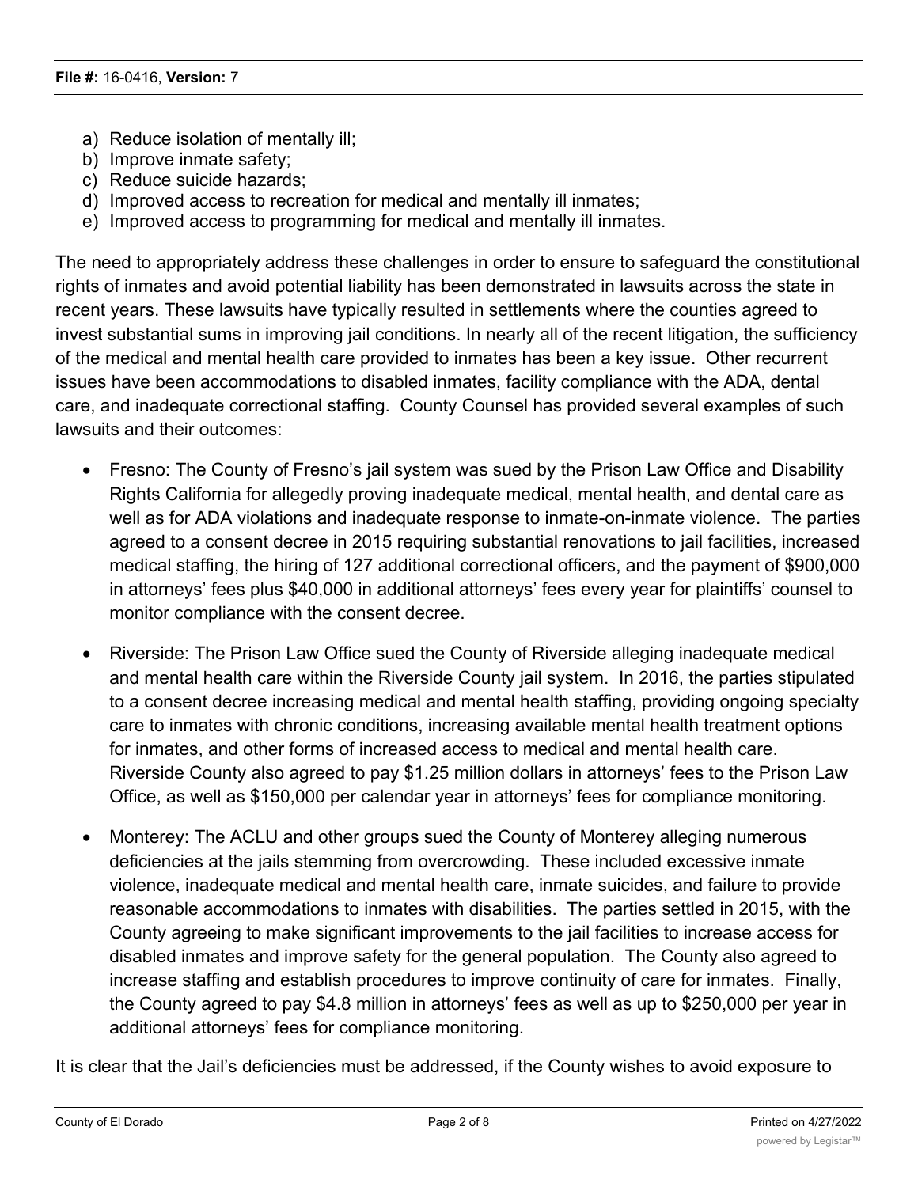a) Reduce isolation of mentally ill;
b) Improve inmate safety;
c) Reduce suicide hazards;
d) Improved access to recreation for medical and mentally ill inmates;
e) Improved access to programming for medical and mentally ill inmates.

The need to appropriately address these challenges in order to ensure to safeguard the constitutional rights of inmates and avoid potential liability has been demonstrated in lawsuits across the state in recent years. These lawsuits have typically resulted in settlements where the counties agreed to invest substantial sums in improving jail conditions. In nearly all of the recent litigation, the sufficiency of the medical and mental health care provided to inmates has been a key issue. Other recurrent issues have been accommodations to disabled inmates, facility compliance with the ADA, dental care, and inadequate correctional staffing. County Counsel has provided several examples of such lawsuits and their outcomes:

- Fresno: The County of Fresno's jail system was sued by the Prison Law Office and Disability Rights California for allegedly proving inadequate medical, mental health, and dental care as well as for ADA violations and inadequate response to inmate-on-inmate violence. The parties agreed to a consent decree in 2015 requiring substantial renovations to jail facilities, increased medical staffing, the hiring of 127 additional correctional officers, and the payment of $900,000 in attorneys' fees plus $40,000 in additional attorneys' fees every year for plaintiffs' counsel to monitor compliance with the consent decree.

- Riverside: The Prison Law Office sued the County of Riverside alleging inadequate medical and mental health care within the Riverside County jail system. In 2016, the parties stipulated to a consent decree increasing medical and mental health staffing, providing ongoing specialty care to inmates with chronic conditions, increasing available mental health treatment options for inmates, and other forms of increased access to medical and mental health care. Riverside County also agreed to pay $1.25 million dollars in attorneys' fees to the Prison Law Office, as well as $150,000 per calendar year in attorneys' fees for compliance monitoring.

- Monterey: The ACLU and other groups sued the County of Monterey alleging numerous deficiencies at the jails stemming from overcrowding. These included excessive inmate violence, inadequate medical and mental health care, inmate suicides, and failure to provide reasonable accommodations to inmates with disabilities. The parties settled in 2015, with the County agreeing to make significant improvements to the jail facilities to increase access for disabled inmates and improve safety for the general population. The County also agreed to increase staffing and establish procedures to improve continuity of care for inmates. Finally, the County agreed to pay $4.8 million in attorneys' fees as well as up to $250,000 per year in additional attorneys' fees for compliance monitoring.

It is clear that the Jail's deficiencies must be addressed, if the County wishes to avoid exposure to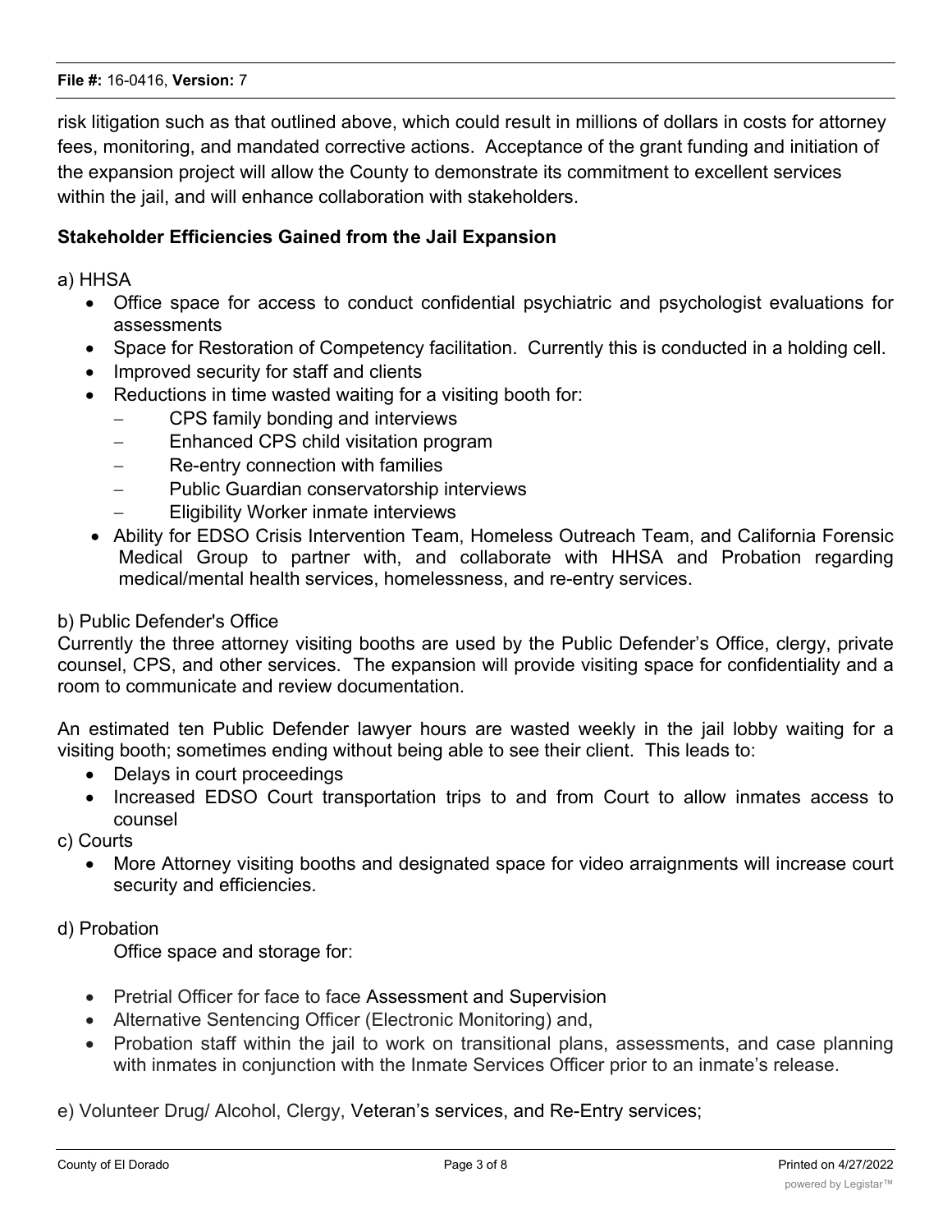risk litigation such as that outlined above, which could result in millions of dollars in costs for attorney fees, monitoring, and mandated corrective actions. Acceptance of the grant funding and initiation of the expansion project will allow the County to demonstrate its commitment to excellent services within the jail, and will enhance collaboration with stakeholders.

**Stakeholder Efficiencies Gained from the Jail Expansion**

a) HHSA

- Office space for access to conduct confidential psychiatric and psychologist evaluations for assessments
- Space for Restoration of Competency facilitation. Currently this is conducted in a holding cell.
- Improved security for staff and clients
- Reductions in time wasted waiting for a visiting booth for:
  - CPS family bonding and interviews
  - Enhanced CPS child visitation program
  - Re-entry connection with families
  - Public Guardian conservatorship interviews
  - Eligibility Worker inmate interviews
- Ability for EDSO Crisis Intervention Team, Homeless Outreach Team, and California Forensic Medical Group to partner with, and collaborate with HHSA and Probation regarding medical/mental health services, homelessness, and re-entry services.

b) Public Defender's Office

Currently the three attorney visiting booths are used by the Public Defender's Office, clergy, private counsel, CPS, and other services. The expansion will provide visiting space for confidentiality and a room to communicate and review documentation.

An estimated ten Public Defender lawyer hours are wasted weekly in the jail lobby waiting for a visiting booth; sometimes ending without being able to see their client. This leads to:

- Delays in court proceedings
- Increased EDSO Court transportation trips to and from Court to allow inmates access to counsel

c) Courts

- More Attorney visiting booths and designated space for video arraignments will increase court security and efficiencies.

d) Probation

Office space and storage for:

- Pretrial Officer for face to face Assessment and Supervision
- Alternative Sentencing Officer (Electronic Monitoring) and,
- Probation staff within the jail to work on transitional plans, assessments, and case planning with inmates in conjunction with the Inmate Services Officer prior to an inmate's release.

e) Volunteer Drug/ Alcohol, Clergy, Veteran's services, and Re-Entry services;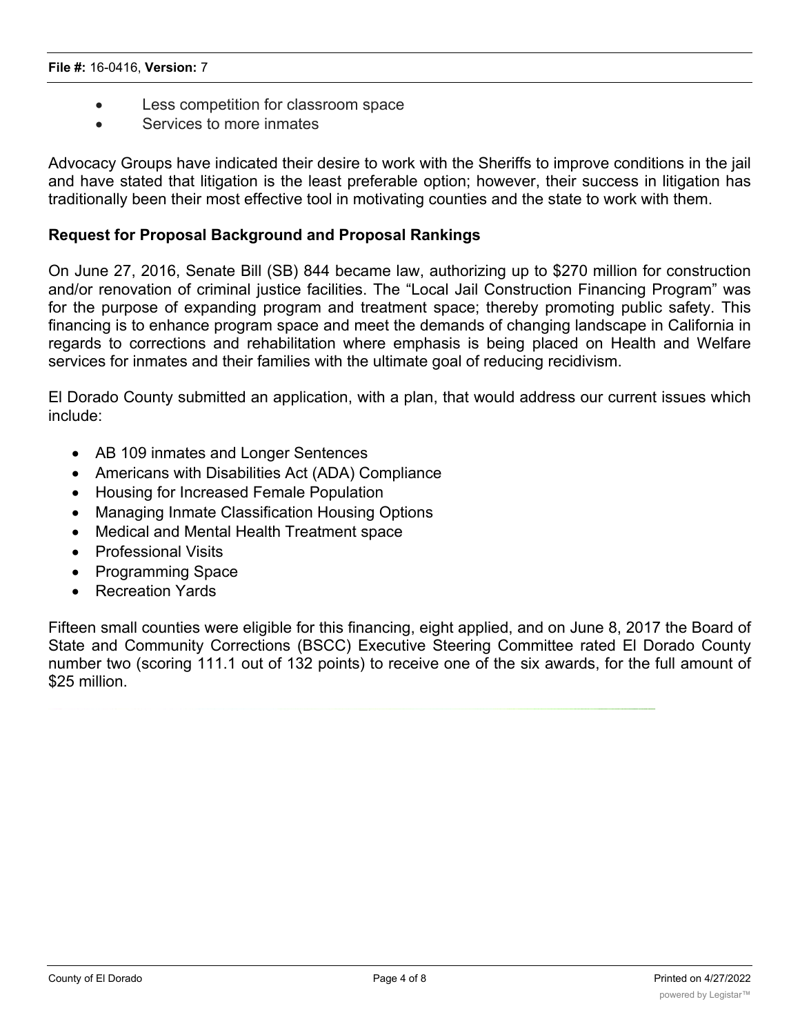- Less competition for classroom space
- Services to more inmates

Advocacy Groups have indicated their desire to work with the Sheriffs to improve conditions in the jail and have stated that litigation is the least preferable option; however, their success in litigation has traditionally been their most effective tool in motivating counties and the state to work with them.

**Request for Proposal Background and Proposal Rankings**

On June 27, 2016, Senate Bill (SB) 844 became law, authorizing up to $270 million for construction and/or renovation of criminal justice facilities. The "Local Jail Construction Financing Program" was for the purpose of expanding program and treatment space; thereby promoting public safety. This financing is to enhance program space and meet the demands of changing landscape in California in regards to corrections and rehabilitation where emphasis is being placed on Health and Welfare services for inmates and their families with the ultimate goal of reducing recidivism.

El Dorado County submitted an application, with a plan, that would address our current issues which include:

- AB 109 inmates and Longer Sentences
- Americans with Disabilities Act (ADA) Compliance
- Housing for Increased Female Population
- Managing Inmate Classification Housing Options
- Medical and Mental Health Treatment space
- Professional Visits
- Programming Space
- Recreation Yards

Fifteen small counties were eligible for this financing, eight applied, and on June 8, 2017 the Board of State and Community Corrections (BSCC) Executive Steering Committee rated El Dorado County number two (scoring 111.1 out of 132 points) to receive one of the six awards, for the full amount of $25 million.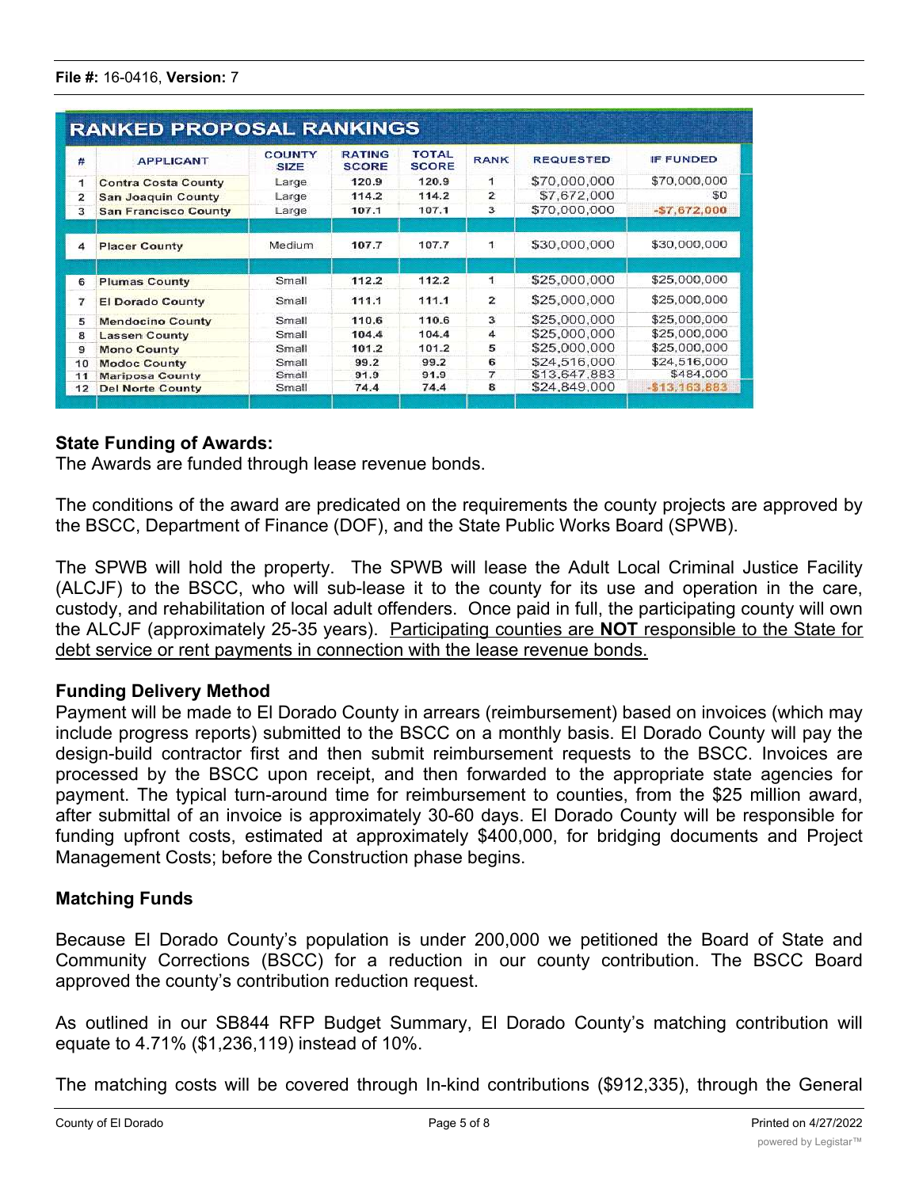## RANKED PROPOSAL RANKINGS

| # | APPLICANT | COUNTY SIZE | RATING SCORE | TOTAL SCORE | RANK | REQUESTED | IF FUNDED |
|---|---|---|---|---|---|---|---|
| 1 | Contra Costa County | Large | 120.9 | 120.9 | 1 | $70,000,000 | $70,000,000 |
| 2 | San Joaquin County | Large | 114.2 | 114.2 | 2 | $7,672,000 | $0 |
| 3 | San Francisco County | Large | 107.1 | 107.1 | 3 | $70,000,000 | -$7,672,000 |
| | | | | | | | |
| 4 | Placer County | Medium | 107.7 | 107.7 | 1 | $30,000,000 | $30,000,000 |
| | | | | | | | |
| 6 | Plumas County | Small | 112.2 | 112.2 | 1 | $25,000,000 | $25,000,000 |
| 7 | El Dorado County | Small | 111.1 | 111.1 | 2 | $25,000,000 | $25,000,000 |
| 5 | Mendocino County | Small | 110.6 | 110.6 | 3 | $25,000,000 | $25,000,000 |
| 8 | Lassen County | Small | 104.4 | 104.4 | 4 | $25,000,000 | $25,000,000 |
| 9 | Mono County | Small | 101.2 | 101.2 | 5 | $25,000,000 | $25,000,000 |
| 10 | Modoc County | Small | 99.2 | 99.2 | 6 | $24,516,000 | $24,516,000 |
| 11 | Mariposa County | Small | 91.9 | 91.9 | 7 | $13,647,883 | $484,000 |
| 12 | Del Norte County | Small | 74.4 | 74.4 | 8 | $24,849,000 | -$13,163,883 |

**State Funding of Awards:**
The Awards are funded through lease revenue bonds.

The conditions of the award are predicated on the requirements the county projects are approved by the BSCC, Department of Finance (DOF), and the State Public Works Board (SPWB).

The SPWB will hold the property. The SPWB will lease the Adult Local Criminal Justice Facility (ALCJF) to the BSCC, who will sub-lease it to the county for its use and operation in the care, custody, and rehabilitation of local adult offenders. Once paid in full, the participating county will own the ALCJF (approximately 25-35 years). Participating counties are **NOT** responsible to the State for debt service or rent payments in connection with the lease revenue bonds.

**Funding Delivery Method**
Payment will be made to El Dorado County in arrears (reimbursement) based on invoices (which may include progress reports) submitted to the BSCC on a monthly basis. El Dorado County will pay the design-build contractor first and then submit reimbursement requests to the BSCC. Invoices are processed by the BSCC upon receipt, and then forwarded to the appropriate state agencies for payment. The typical turn-around time for reimbursement to counties, from the $25 million award, after submittal of an invoice is approximately 30-60 days. El Dorado County will be responsible for funding upfront costs, estimated at approximately $400,000, for bridging documents and Project Management Costs; before the Construction phase begins.

**Matching Funds**

Because El Dorado County's population is under 200,000 we petitioned the Board of State and Community Corrections (BSCC) for a reduction in our county contribution. The BSCC Board approved the county's contribution reduction request.

As outlined in our SB844 RFP Budget Summary, El Dorado County's matching contribution will equate to 4.71% ($1,236,119) instead of 10%.

The matching costs will be covered through In-kind contributions ($912,335), through the General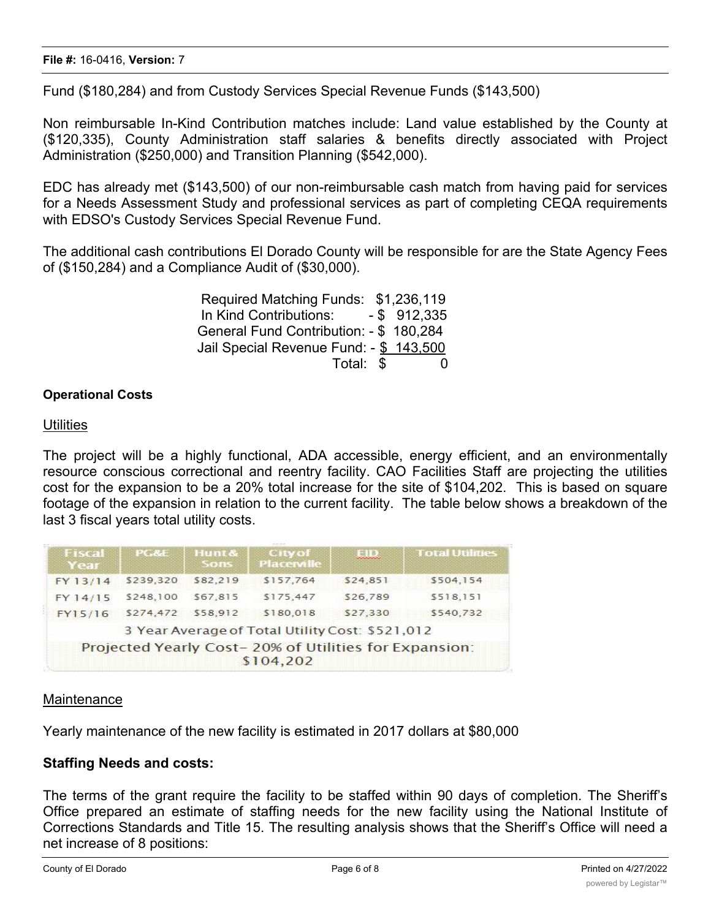Fund ($180,284) and from Custody Services Special Revenue Funds ($143,500)

Non reimbursable In-Kind Contribution matches include: Land value established by the County at ($120,335), County Administration staff salaries & benefits directly associated with Project Administration ($250,000) and Transition Planning ($542,000).

EDC has already met ($143,500) of our non-reimbursable cash match from having paid for services for a Needs Assessment Study and professional services as part of completing CEQA requirements with EDSO's Custody Services Special Revenue Fund.

The additional cash contributions El Dorado County will be responsible for are the State Agency Fees of ($150,284) and a Compliance Audit of ($30,000).

| | |
|---|---|
| Required Matching Funds: | $1,236,119 |
| In Kind Contributions: | - $ 912,335 |
| General Fund Contribution: | - $ 180,284 |
| Jail Special Revenue Fund: | - $ 143,500 |
| Total: | $ 0 |

**Operational Costs**

Utilities

The project will be a highly functional, ADA accessible, energy efficient, and an environmentally resource conscious correctional and reentry facility. CAO Facilities Staff are projecting the utilities cost for the expansion to be a 20% total increase for the site of $104,202. This is based on square footage of the expansion in relation to the current facility. The table below shows a breakdown of the last 3 fiscal years total utility costs.

| Fiscal Year | PG&E | Hunt & Sons | City of Placerville | EID | Total Utilities |
|---|---|---|---|---|---|
| FY 13/14 | $239,320 | $82,219 | $157,764 | $24,851 | $504,154 |
| FY 14/15 | $248,100 | $67,815 | $175,447 | $26,789 | $518,151 |
| FY15/16 | $274,472 | $58,912 | $180,018 | $27,330 | $540,732 |
| 3 Year Average of Total Utility Cost: $521,012 | | | | | |
| Projected Yearly Cost– 20% of Utilities for Expansion: $104,202 | | | | | |

Maintenance

Yearly maintenance of the new facility is estimated in 2017 dollars at $80,000

**Staffing Needs and costs:**

The terms of the grant require the facility to be staffed within 90 days of completion. The Sheriff's Office prepared an estimate of staffing needs for the new facility using the National Institute of Corrections Standards and Title 15. The resulting analysis shows that the Sheriff's Office will need a net increase of 8 positions: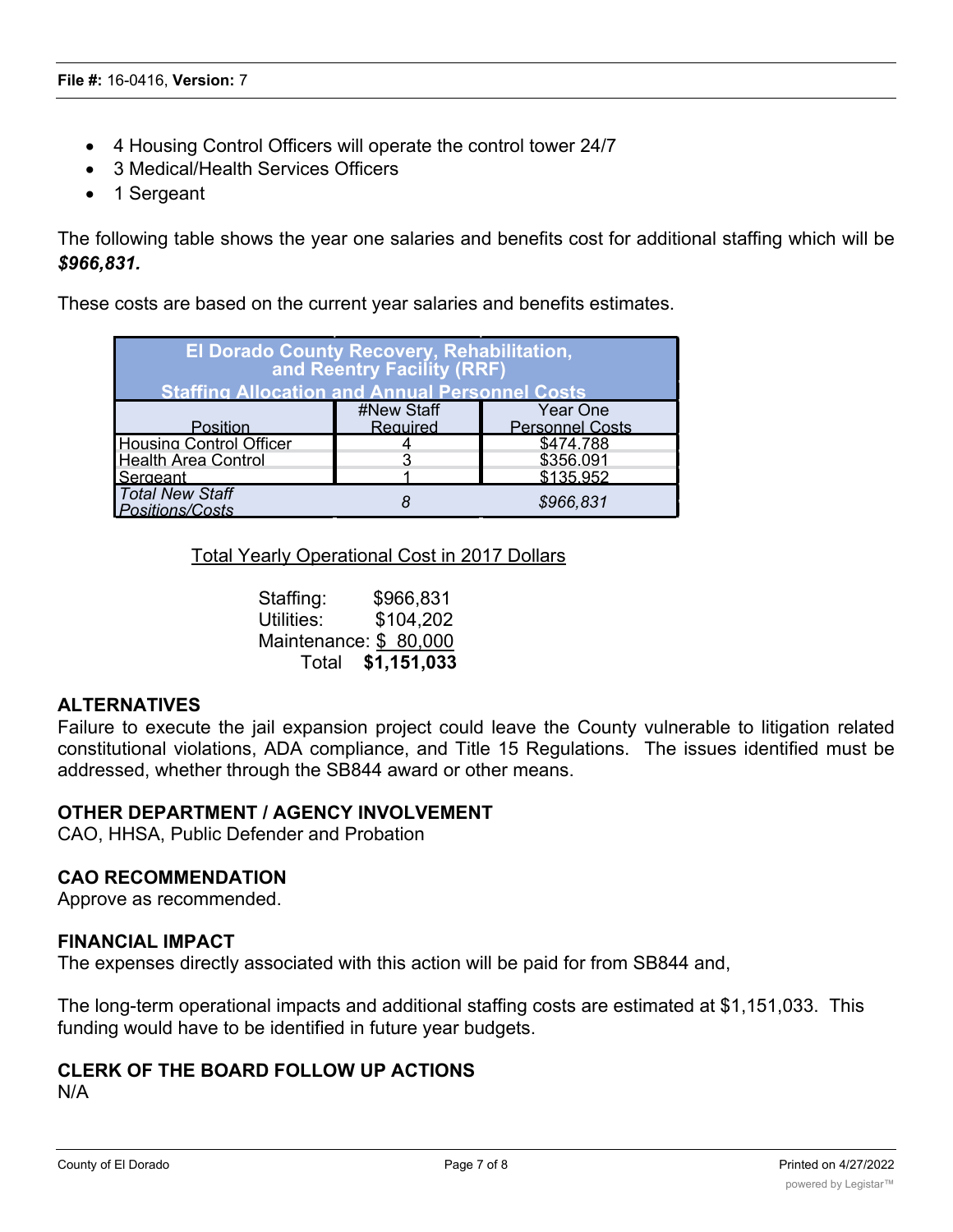- 4 Housing Control Officers will operate the control tower 24/7
- 3 Medical/Health Services Officers
- 1 Sergeant

The following table shows the year one salaries and benefits cost for additional staffing which will be ***$966,831.***

These costs are based on the current year salaries and benefits estimates.

| El Dorado County Recovery, Rehabilitation, and Reentry Facility (RRF) Staffing Allocation and Annual Personnel Costs | | |
|---|---|---|
| Position | #New Staff Required | Year One Personnel Costs |
| Housing Control Officer | 4 | $474.788 |
| Health Area Control | 3 | $356.091 |
| Sergeant | 1 | $135.952 |
| *Total New Staff Positions/Costs* | *8* | *$966,831* |

Total Yearly Operational Cost in 2017 Dollars

| | |
|---|---|
| Staffing: | $966,831 |
| Utilities: | $104,202 |
| Maintenance: | $ 80,000 |
| Total | **$1,151,033** |

## ALTERNATIVES

Failure to execute the jail expansion project could leave the County vulnerable to litigation related constitutional violations, ADA compliance, and Title 15 Regulations. The issues identified must be addressed, whether through the SB844 award or other means.

## OTHER DEPARTMENT / AGENCY INVOLVEMENT

CAO, HHSA, Public Defender and Probation

## CAO RECOMMENDATION

Approve as recommended.

## FINANCIAL IMPACT

The expenses directly associated with this action will be paid for from SB844 and,

The long-term operational impacts and additional staffing costs are estimated at $1,151,033. This funding would have to be identified in future year budgets.

## CLERK OF THE BOARD FOLLOW UP ACTIONS

N/A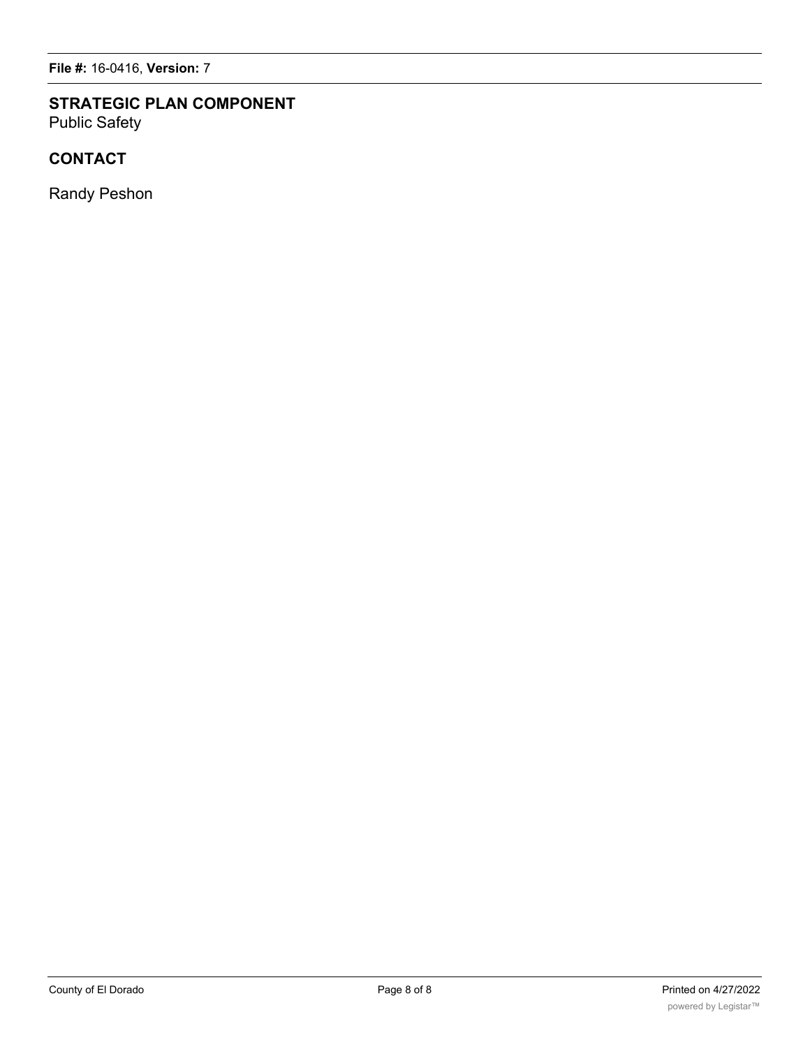## STRATEGIC PLAN COMPONENT

Public Safety

## CONTACT

Randy Peshon